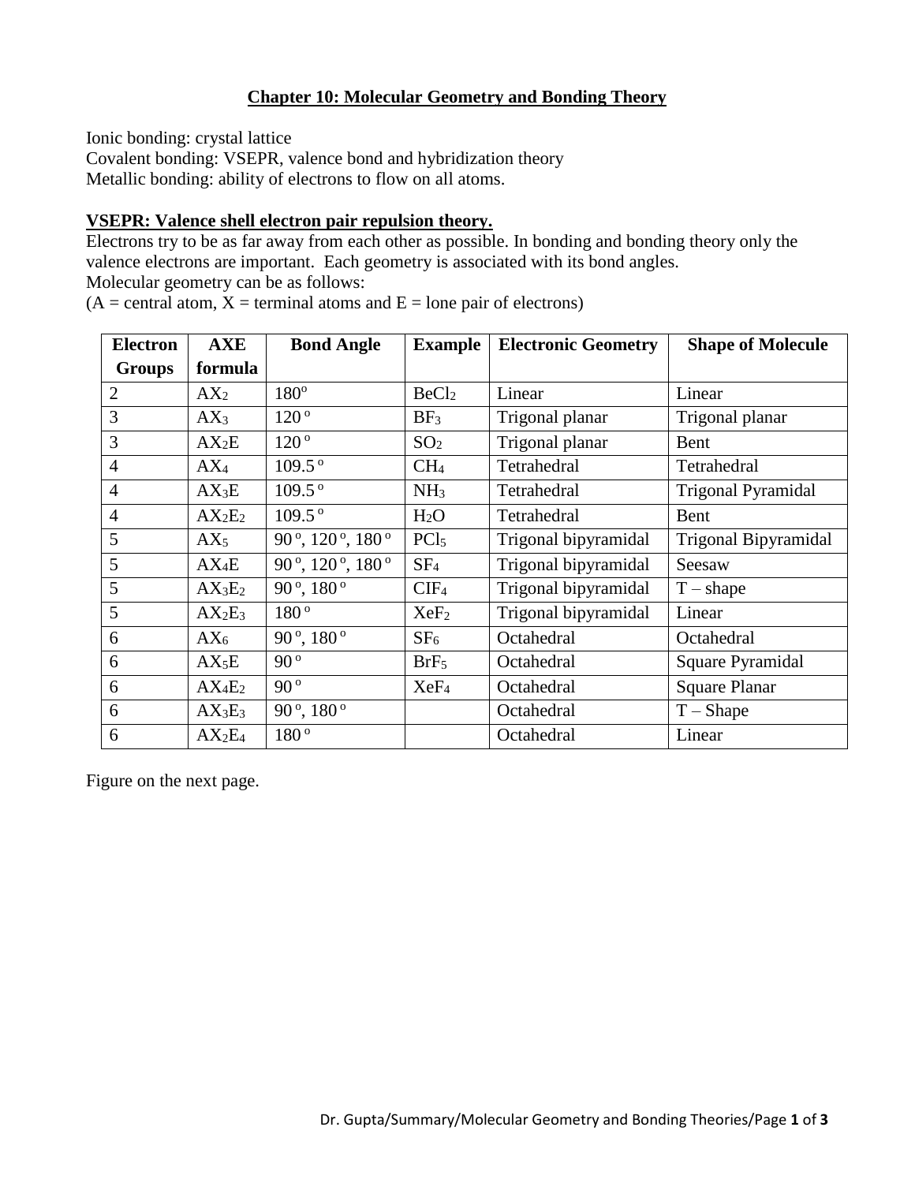## Chapter 10: Molecular Geometry and Bonding Theory

Ionic bonding: crystal lattice
Covalent bonding: VSEPR, valence bond and hybridization theory
Metallic bonding: ability of electrons to flow on all atoms.

### VSEPR: Valence shell electron pair repulsion theory.

Electrons try to be as far away from each other as possible. In bonding and bonding theory only the valence electrons are important. Each geometry is associated with its bond angles.
Molecular geometry can be as follows:
(A = central atom, X = terminal atoms and E = lone pair of electrons)

| Electron Groups | AXE formula | Bond Angle | Example | Electronic Geometry | Shape of Molecule |
|---|---|---|---|---|---|
| 2 | $AX_2$ | $180^o$ | $BeCl_2$ | Linear | Linear |
| 3 | $AX_3$ | $120^o$ | $BF_3$ | Trigonal planar | Trigonal planar |
| 3 | $AX_2E$ | $120^o$ | $SO_2$ | Trigonal planar | Bent |
| 4 | $AX_4$ | $109.5^o$ | $CH_4$ | Tetrahedral | Tetrahedral |
| 4 | $AX_3E$ | $109.5^o$ | $NH_3$ | Tetrahedral | Trigonal Pyramidal |
| 4 | $AX_2E_2$ | $109.5^o$ | $H_2O$ | Tetrahedral | Bent |
| 5 | $AX_5$ | $90^o$, $120^o$, $180^o$ | $PCl_5$ | Trigonal bipyramidal | Trigonal Bipyramidal |
| 5 | $AX_4E$ | $90^o$, $120^o$, $180^o$ | $SF_4$ | Trigonal bipyramidal | Seesaw |
| 5 | $AX_3E_2$ | $90^o$, $180^o$ | $ClF_4$ | Trigonal bipyramidal | T – shape |
| 5 | $AX_2E_3$ | $180^o$ | $XeF_2$ | Trigonal bipyramidal | Linear |
| 6 | $AX_6$ | $90^o$, $180^o$ | $SF_6$ | Octahedral | Octahedral |
| 6 | $AX_5E$ | $90^o$ | $BrF_5$ | Octahedral | Square Pyramidal |
| 6 | $AX_4E_2$ | $90^o$ | $XeF_4$ | Octahedral | Square Planar |
| 6 | $AX_3E_3$ | $90^o$, $180^o$ | | Octahedral | T – Shape |
| 6 | $AX_2E_4$ | $180^o$ | | Octahedral | Linear |

Figure on the next page.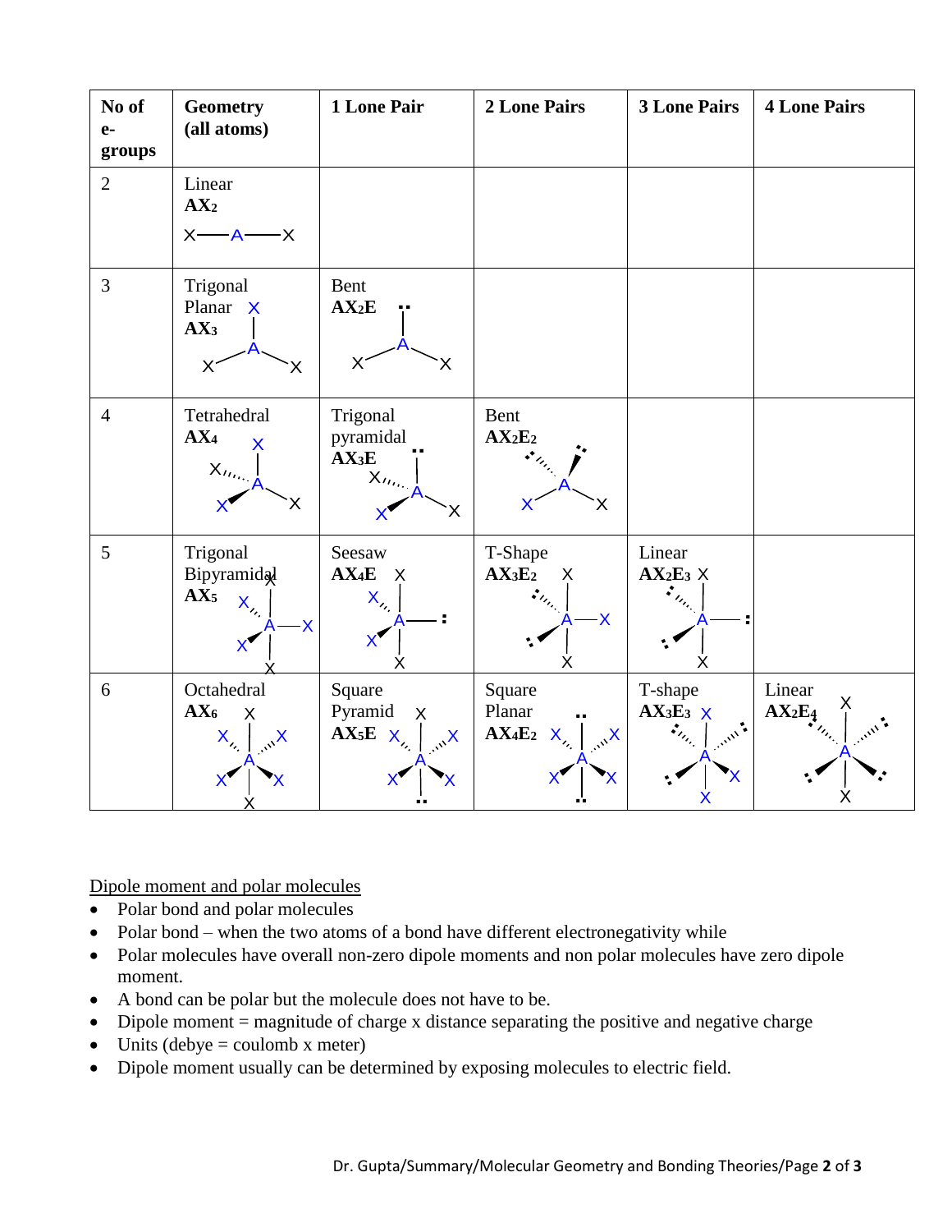| No of e- groups | Geometry (all atoms) | 1 Lone Pair | 2 Lone Pairs | 3 Lone Pairs | 4 Lone Pairs |
|---|---|---|---|---|---|
| 2 | Linear **$AX_2$** | | | | |
| 3 | Trigonal Planar **$AX_3$** | Bent **$AX_2E$** | | | |
| 4 | Tetrahedral **$AX_4$** | Trigonal pyramidal **$AX_3E$** | Bent **$AX_2E_2$** | | |
| 5 | Trigonal Bipyramidal **$AX_5$** | Seesaw **$AX_4E$** | T-Shape **$AX_3E_2$** | Linear **$AX_2E_3$** | |
| 6 | Octahedral **$AX_6$** | Square Pyramid **$AX_5E$** | Square Planar **$AX_4E_2$** | T-shape **$AX_3E_3$** | Linear **$AX_2E_4$** |

<u>Dipole moment and polar molecules</u>

- Polar bond and polar molecules
- Polar bond – when the two atoms of a bond have different electronegativity while
- Polar molecules have overall non-zero dipole moments and non polar molecules have zero dipole moment.
- A bond can be polar but the molecule does not have to be.
- Dipole moment = magnitude of charge x distance separating the positive and negative charge
- Units (debye = coulomb x meter)
- Dipole moment usually can be determined by exposing molecules to electric field.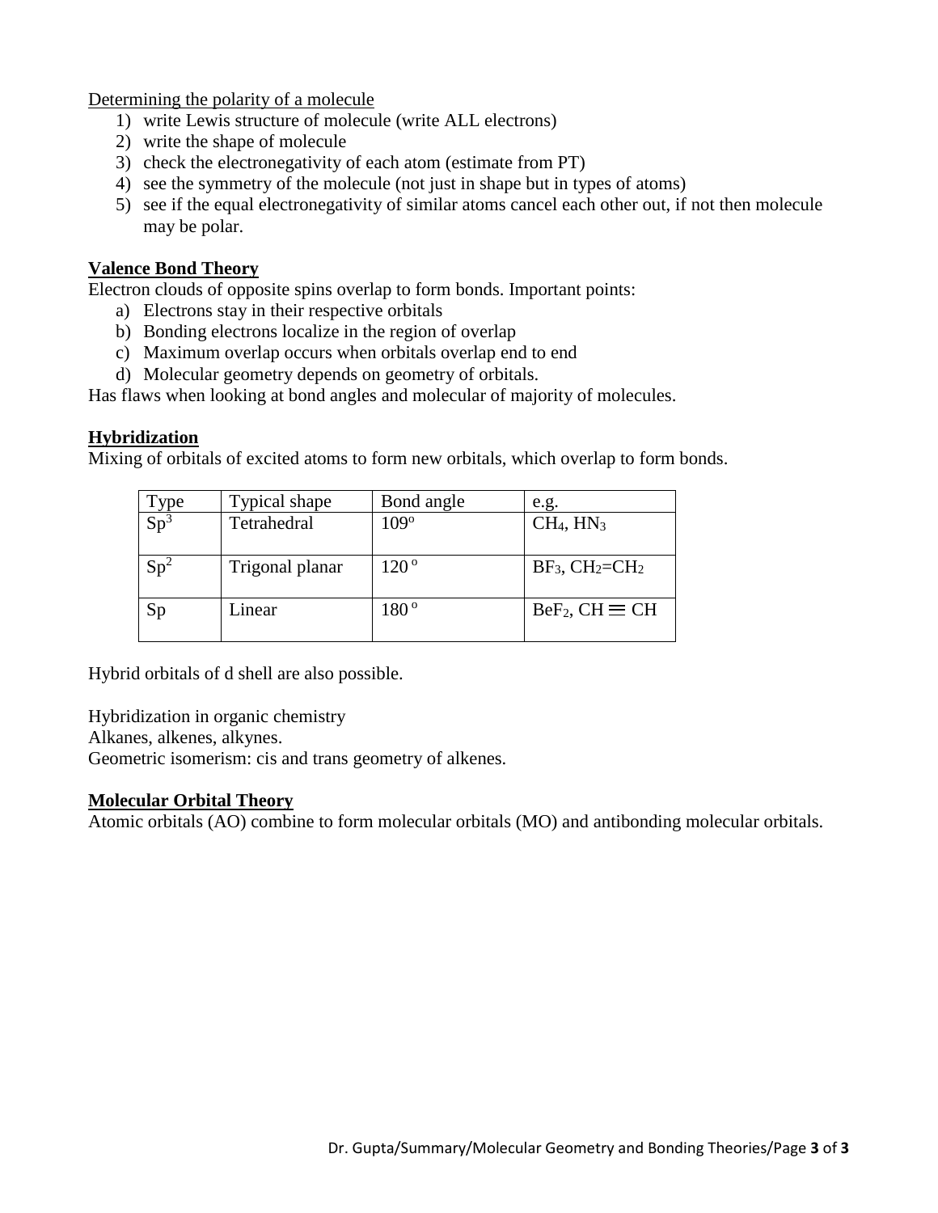Determining the polarity of a molecule

1) write Lewis structure of molecule (write ALL electrons)
2) write the shape of molecule
3) check the electronegativity of each atom (estimate from PT)
4) see the symmetry of the molecule (not just in shape but in types of atoms)
5) see if the equal electronegativity of similar atoms cancel each other out, if not then molecule may be polar.

## Valence Bond Theory

Electron clouds of opposite spins overlap to form bonds. Important points:

a) Electrons stay in their respective orbitals
b) Bonding electrons localize in the region of overlap
c) Maximum overlap occurs when orbitals overlap end to end
d) Molecular geometry depends on geometry of orbitals.

Has flaws when looking at bond angles and molecular of majority of molecules.

## Hybridization

Mixing of orbitals of excited atoms to form new orbitals, which overlap to form bonds.

| Type | Typical shape | Bond angle | e.g. |
|---|---|---|---|
| $Sp^3$ | Tetrahedral | $109^o$ | $CH_4$, $HN_3$ |
| $Sp^2$ | Trigonal planar | $120^o$ | $BF_3$, $CH_2{=}CH_2$ |
| Sp | Linear | $180^o$ | $BeF_2$, $CH \equiv CH$ |

Hybrid orbitals of d shell are also possible.

Hybridization in organic chemistry

Alkanes, alkenes, alkynes.

Geometric isomerism: cis and trans geometry of alkenes.

## Molecular Orbital Theory

Atomic orbitals (AO) combine to form molecular orbitals (MO) and antibonding molecular orbitals.